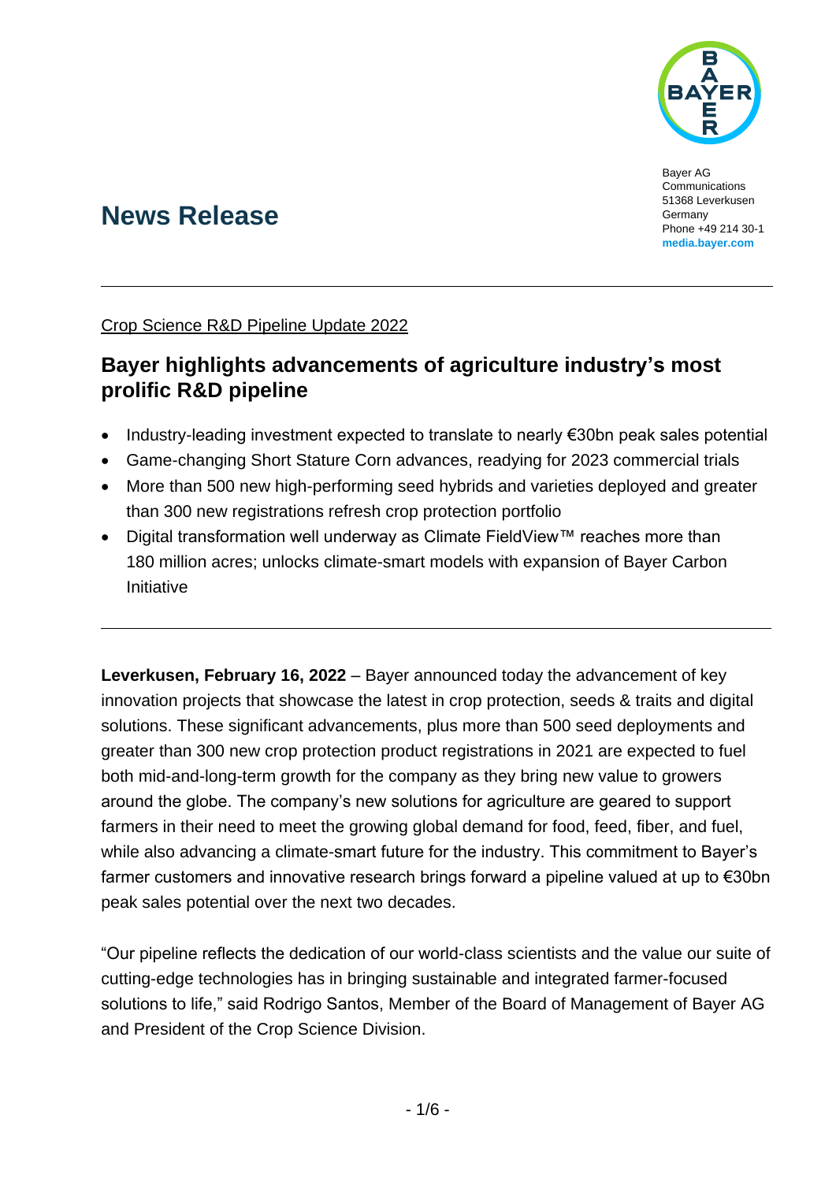Bayer AG
Communications
51368 Leverkusen
Germany
Phone +49 214 30-1
**media.bayer.com**

# News Release

Crop Science R&D Pipeline Update 2022

## Bayer highlights advancements of agriculture industry's most prolific R&D pipeline

- Industry-leading investment expected to translate to nearly €30bn peak sales potential
- Game-changing Short Stature Corn advances, readying for 2023 commercial trials
- More than 500 new high-performing seed hybrids and varieties deployed and greater than 300 new registrations refresh crop protection portfolio
- Digital transformation well underway as Climate FieldView™ reaches more than 180 million acres; unlocks climate-smart models with expansion of Bayer Carbon Initiative

**Leverkusen, February 16, 2022** – Bayer announced today the advancement of key innovation projects that showcase the latest in crop protection, seeds & traits and digital solutions. These significant advancements, plus more than 500 seed deployments and greater than 300 new crop protection product registrations in 2021 are expected to fuel both mid-and-long-term growth for the company as they bring new value to growers around the globe. The company's new solutions for agriculture are geared to support farmers in their need to meet the growing global demand for food, feed, fiber, and fuel, while also advancing a climate-smart future for the industry. This commitment to Bayer's farmer customers and innovative research brings forward a pipeline valued at up to €30bn peak sales potential over the next two decades.

"Our pipeline reflects the dedication of our world-class scientists and the value our suite of cutting-edge technologies has in bringing sustainable and integrated farmer-focused solutions to life," said Rodrigo Santos, Member of the Board of Management of Bayer AG and President of the Crop Science Division.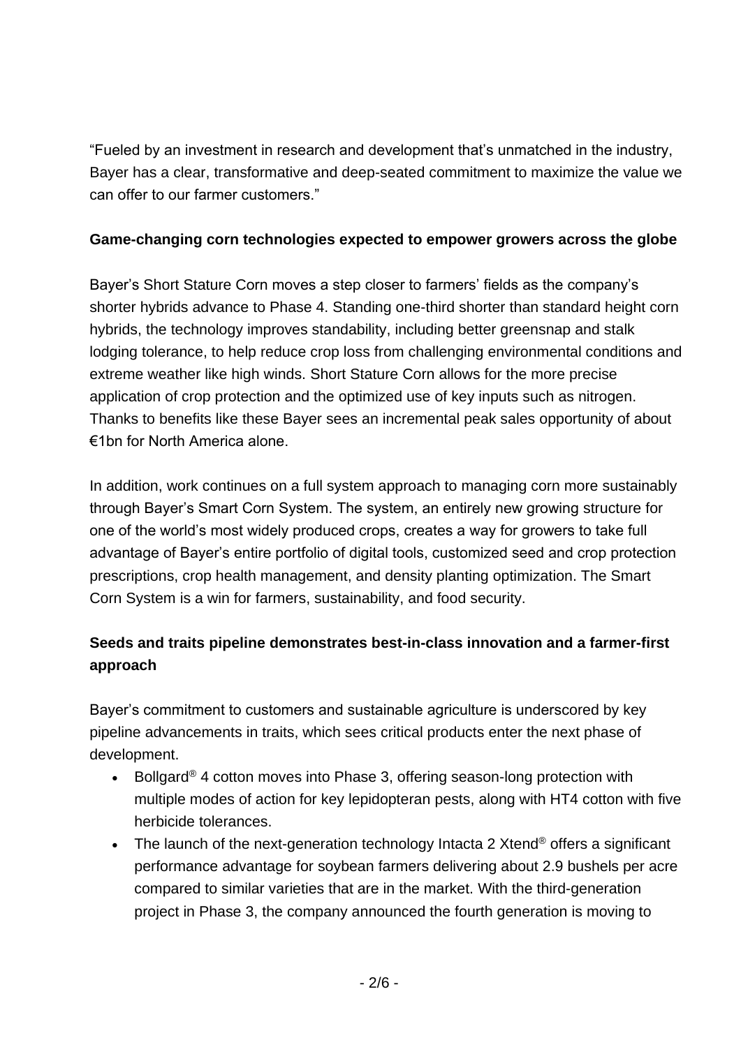"Fueled by an investment in research and development that's unmatched in the industry, Bayer has a clear, transformative and deep-seated commitment to maximize the value we can offer to our farmer customers."

**Game-changing corn technologies expected to empower growers across the globe**

Bayer's Short Stature Corn moves a step closer to farmers' fields as the company's shorter hybrids advance to Phase 4. Standing one-third shorter than standard height corn hybrids, the technology improves standability, including better greensnap and stalk lodging tolerance, to help reduce crop loss from challenging environmental conditions and extreme weather like high winds. Short Stature Corn allows for the more precise application of crop protection and the optimized use of key inputs such as nitrogen. Thanks to benefits like these Bayer sees an incremental peak sales opportunity of about €1bn for North America alone.

In addition, work continues on a full system approach to managing corn more sustainably through Bayer's Smart Corn System. The system, an entirely new growing structure for one of the world's most widely produced crops, creates a way for growers to take full advantage of Bayer's entire portfolio of digital tools, customized seed and crop protection prescriptions, crop health management, and density planting optimization. The Smart Corn System is a win for farmers, sustainability, and food security.

**Seeds and traits pipeline demonstrates best-in-class innovation and a farmer-first approach**

Bayer's commitment to customers and sustainable agriculture is underscored by key pipeline advancements in traits, which sees critical products enter the next phase of development.

- Bollgard® 4 cotton moves into Phase 3, offering season-long protection with multiple modes of action for key lepidopteran pests, along with HT4 cotton with five herbicide tolerances.
- The launch of the next-generation technology Intacta 2 Xtend® offers a significant performance advantage for soybean farmers delivering about 2.9 bushels per acre compared to similar varieties that are in the market. With the third-generation project in Phase 3, the company announced the fourth generation is moving to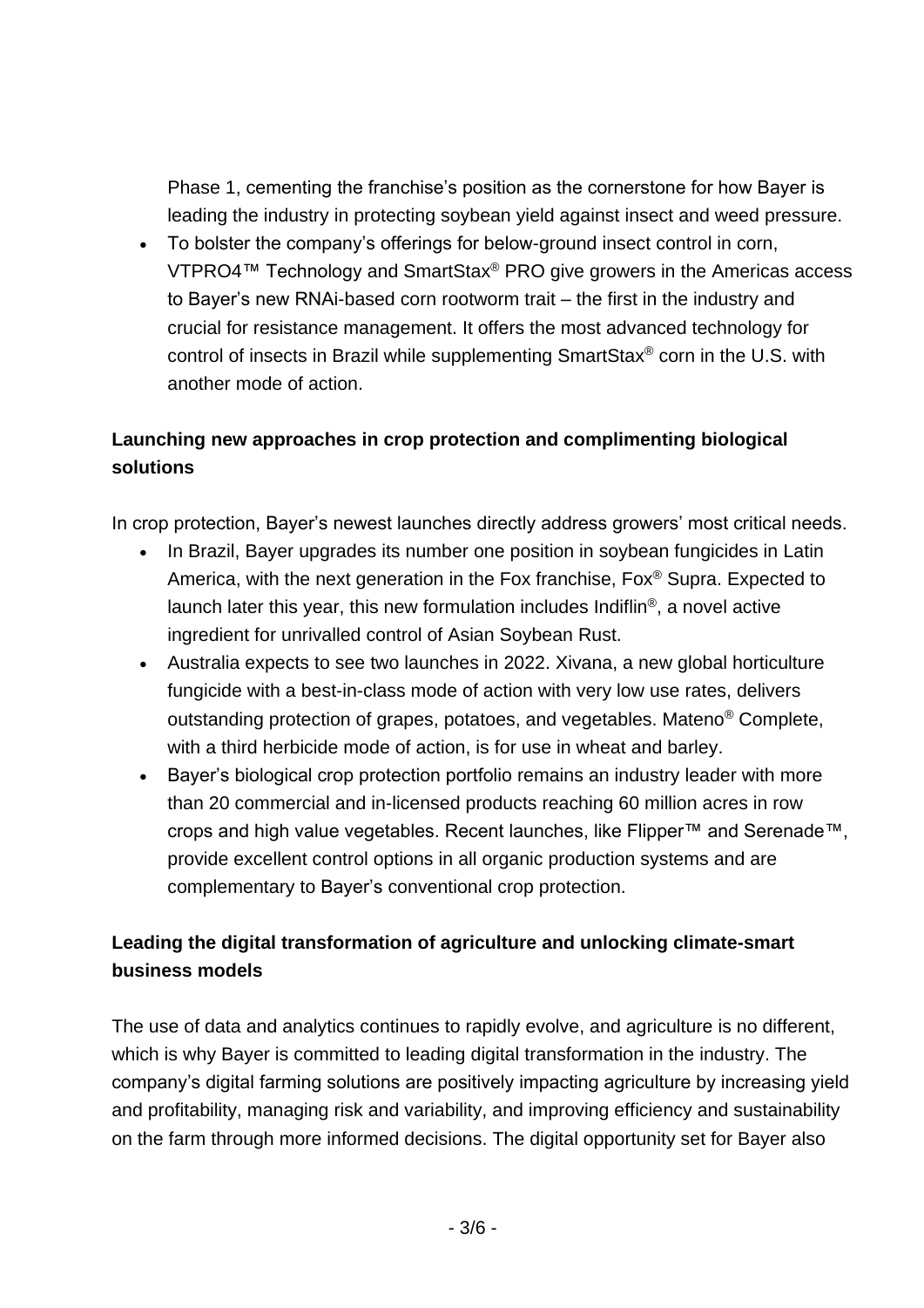Phase 1, cementing the franchise's position as the cornerstone for how Bayer is leading the industry in protecting soybean yield against insect and weed pressure.

- To bolster the company's offerings for below-ground insect control in corn, VTPRO4™ Technology and SmartStax® PRO give growers in the Americas access to Bayer's new RNAi-based corn rootworm trait – the first in the industry and crucial for resistance management. It offers the most advanced technology for control of insects in Brazil while supplementing SmartStax® corn in the U.S. with another mode of action.

**Launching new approaches in crop protection and complimenting biological solutions**

In crop protection, Bayer's newest launches directly address growers' most critical needs.

- In Brazil, Bayer upgrades its number one position in soybean fungicides in Latin America, with the next generation in the Fox franchise, Fox® Supra. Expected to launch later this year, this new formulation includes Indiflin®, a novel active ingredient for unrivalled control of Asian Soybean Rust.
- Australia expects to see two launches in 2022. Xivana, a new global horticulture fungicide with a best-in-class mode of action with very low use rates, delivers outstanding protection of grapes, potatoes, and vegetables. Mateno® Complete, with a third herbicide mode of action, is for use in wheat and barley.
- Bayer's biological crop protection portfolio remains an industry leader with more than 20 commercial and in-licensed products reaching 60 million acres in row crops and high value vegetables. Recent launches, like Flipper™ and Serenade™, provide excellent control options in all organic production systems and are complementary to Bayer's conventional crop protection.

**Leading the digital transformation of agriculture and unlocking climate-smart business models**

The use of data and analytics continues to rapidly evolve, and agriculture is no different, which is why Bayer is committed to leading digital transformation in the industry. The company's digital farming solutions are positively impacting agriculture by increasing yield and profitability, managing risk and variability, and improving efficiency and sustainability on the farm through more informed decisions. The digital opportunity set for Bayer also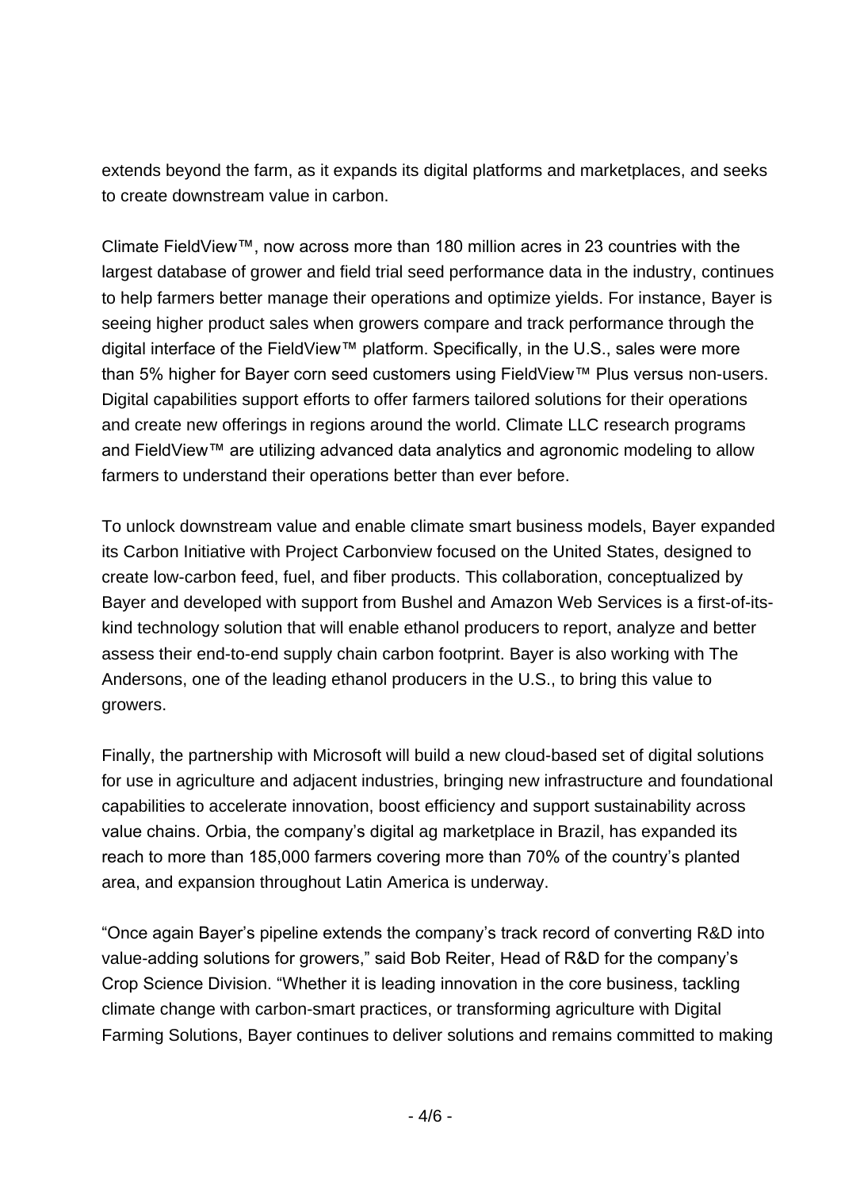extends beyond the farm, as it expands its digital platforms and marketplaces, and seeks to create downstream value in carbon.

Climate FieldView™, now across more than 180 million acres in 23 countries with the largest database of grower and field trial seed performance data in the industry, continues to help farmers better manage their operations and optimize yields. For instance, Bayer is seeing higher product sales when growers compare and track performance through the digital interface of the FieldView™ platform. Specifically, in the U.S., sales were more than 5% higher for Bayer corn seed customers using FieldView™ Plus versus non-users. Digital capabilities support efforts to offer farmers tailored solutions for their operations and create new offerings in regions around the world. Climate LLC research programs and FieldView™ are utilizing advanced data analytics and agronomic modeling to allow farmers to understand their operations better than ever before.

To unlock downstream value and enable climate smart business models, Bayer expanded its Carbon Initiative with Project Carbonview focused on the United States, designed to create low-carbon feed, fuel, and fiber products. This collaboration, conceptualized by Bayer and developed with support from Bushel and Amazon Web Services is a first-of-its-kind technology solution that will enable ethanol producers to report, analyze and better assess their end-to-end supply chain carbon footprint. Bayer is also working with The Andersons, one of the leading ethanol producers in the U.S., to bring this value to growers.

Finally, the partnership with Microsoft will build a new cloud-based set of digital solutions for use in agriculture and adjacent industries, bringing new infrastructure and foundational capabilities to accelerate innovation, boost efficiency and support sustainability across value chains. Orbia, the company's digital ag marketplace in Brazil, has expanded its reach to more than 185,000 farmers covering more than 70% of the country's planted area, and expansion throughout Latin America is underway.

"Once again Bayer's pipeline extends the company's track record of converting R&D into value-adding solutions for growers," said Bob Reiter, Head of R&D for the company's Crop Science Division. "Whether it is leading innovation in the core business, tackling climate change with carbon-smart practices, or transforming agriculture with Digital Farming Solutions, Bayer continues to deliver solutions and remains committed to making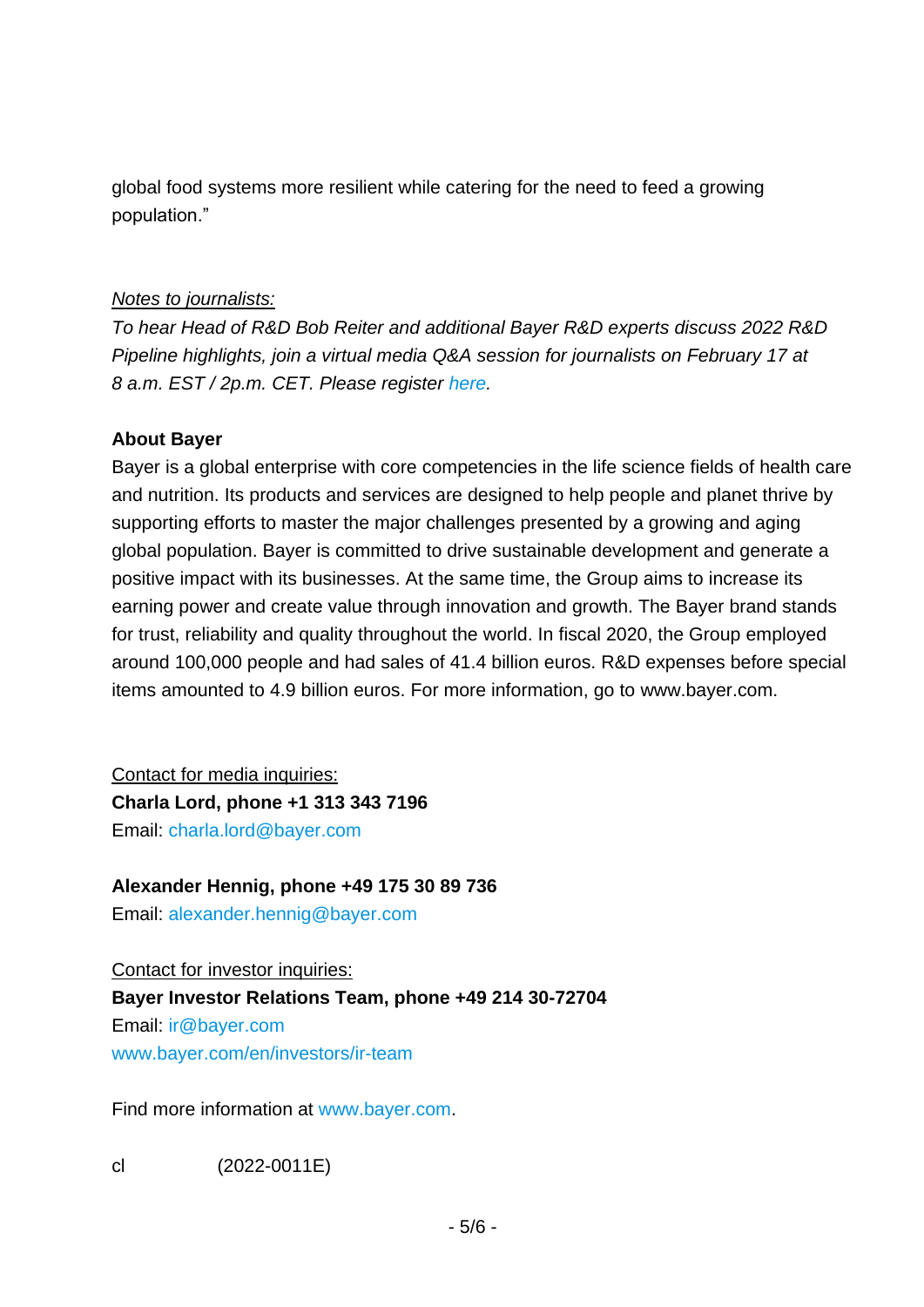global food systems more resilient while catering for the need to feed a growing population."

_Notes to journalists:_

*To hear Head of R&D Bob Reiter and additional Bayer R&D experts discuss 2022 R&D Pipeline highlights, join a virtual media Q&A session for journalists on February 17 at 8 a.m. EST / 2p.m. CET. Please register here.*

**About Bayer**

Bayer is a global enterprise with core competencies in the life science fields of health care and nutrition. Its products and services are designed to help people and planet thrive by supporting efforts to master the major challenges presented by a growing and aging global population. Bayer is committed to drive sustainable development and generate a positive impact with its businesses. At the same time, the Group aims to increase its earning power and create value through innovation and growth. The Bayer brand stands for trust, reliability and quality throughout the world. In fiscal 2020, the Group employed around 100,000 people and had sales of 41.4 billion euros. R&D expenses before special items amounted to 4.9 billion euros. For more information, go to www.bayer.com.

Contact for media inquiries:

**Charla Lord, phone +1 313 343 7196**
Email: charla.lord@bayer.com

**Alexander Hennig, phone +49 175 30 89 736**
Email: alexander.hennig@bayer.com

Contact for investor inquiries:

**Bayer Investor Relations Team, phone +49 214 30-72704**
Email: ir@bayer.com
www.bayer.com/en/investors/ir-team

Find more information at www.bayer.com.

cl (2022-0011E)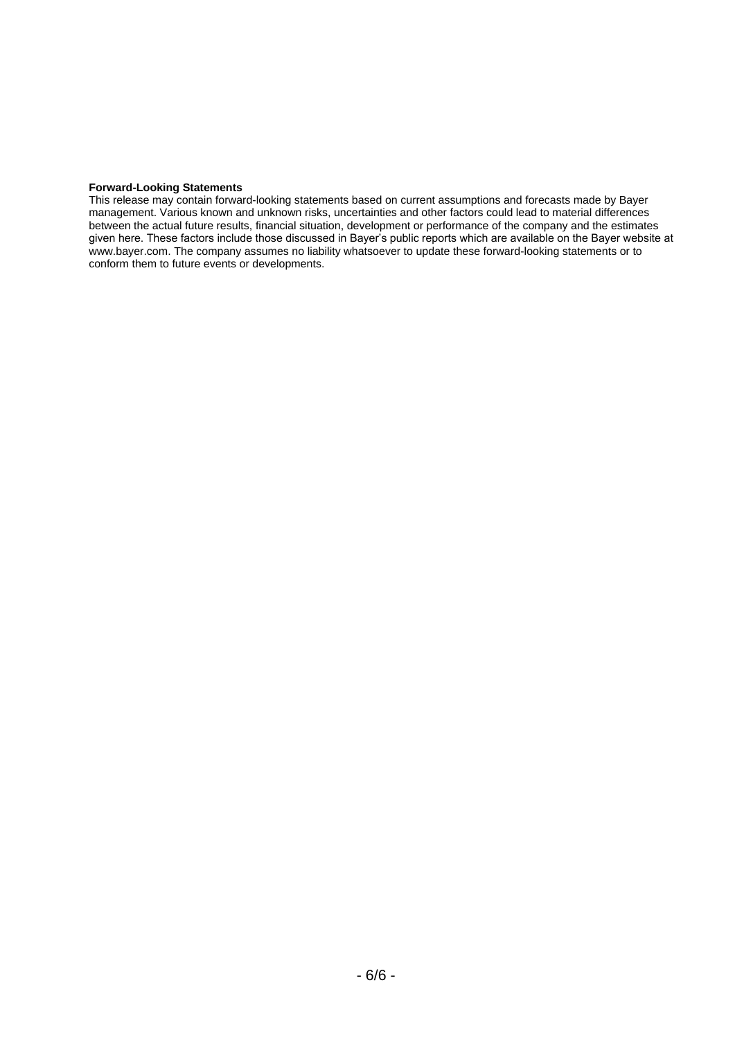**Forward-Looking Statements**

This release may contain forward-looking statements based on current assumptions and forecasts made by Bayer management. Various known and unknown risks, uncertainties and other factors could lead to material differences between the actual future results, financial situation, development or performance of the company and the estimates given here. These factors include those discussed in Bayer's public reports which are available on the Bayer website at www.bayer.com. The company assumes no liability whatsoever to update these forward-looking statements or to conform them to future events or developments.